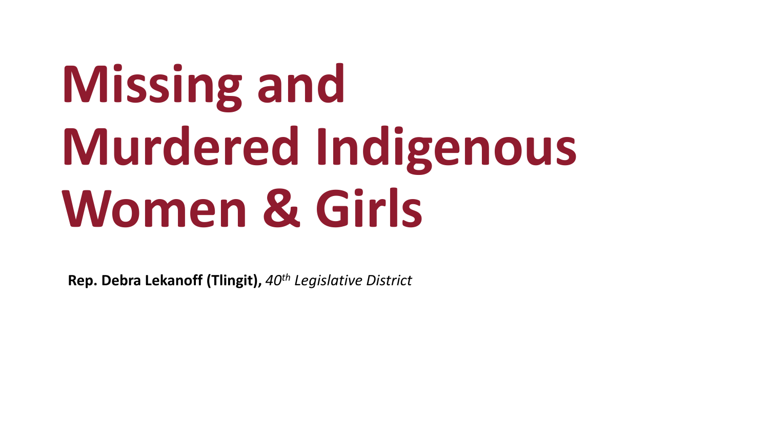# Missing and Murdered Indigenous Women & Girls

**Rep. Debra Lekanoff (Tlingit),** *40th Legislative District*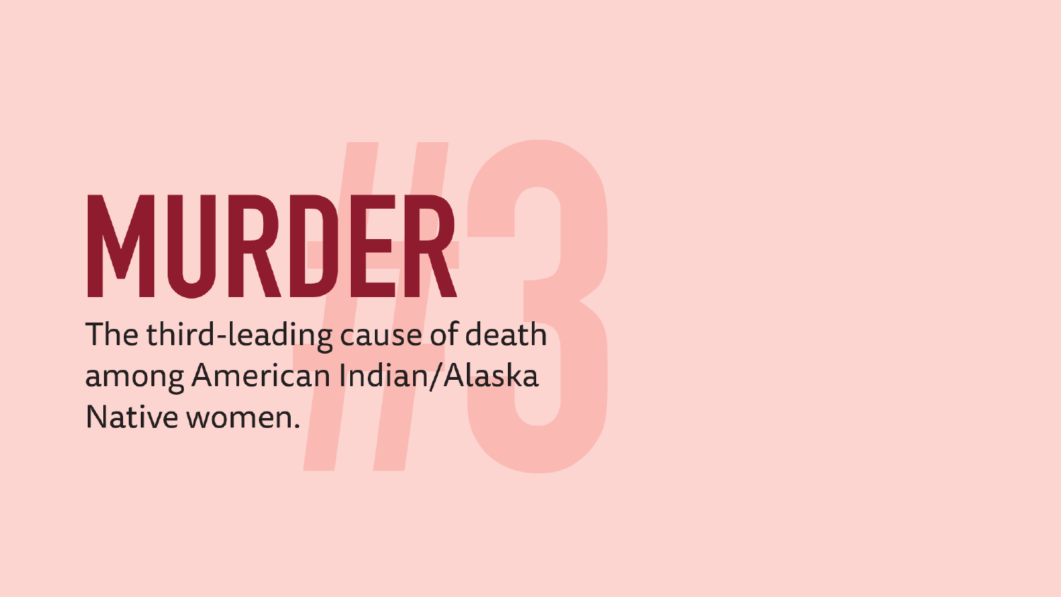# MURDER

#3

The third-leading cause of death among American Indian/Alaska Native women.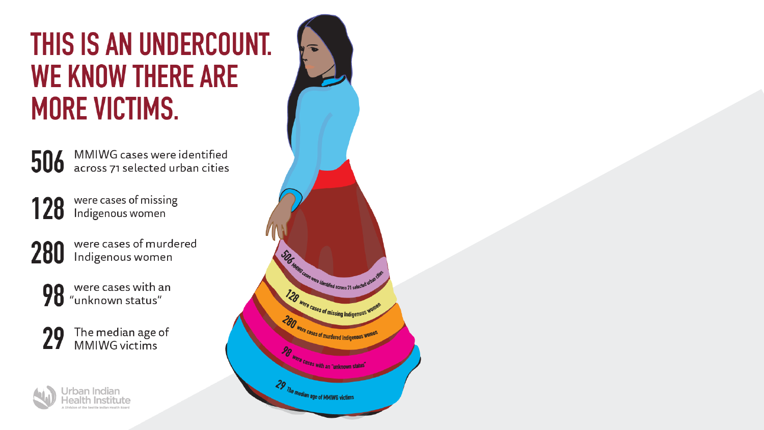# THIS IS AN UNDERCOUNT. WE KNOW THERE ARE MORE VICTIMS.

**506** MMIWG cases were identified across 71 selected urban cities

**128** were cases of missing Indigenous women

**280** were cases of murdered Indigenous women

**98** were cases with an "unknown status"

**29** The median age of MMIWG victims

Urban Indian Health Institute
A Division of the Seattle Indian Health Board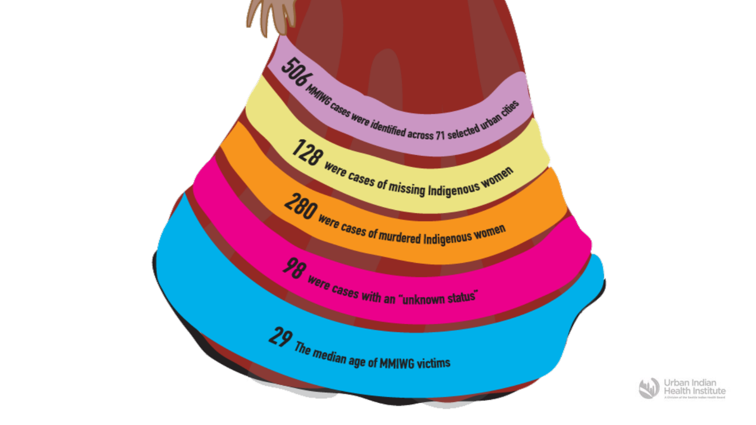506 MMIWG cases were identified across 71 selected urban cities

128 were cases of missing Indigenous women

280 were cases of murdered Indigenous women

98 were cases with an "unknown status"

29 The median age of MMIWG victims

Urban Indian Health Institute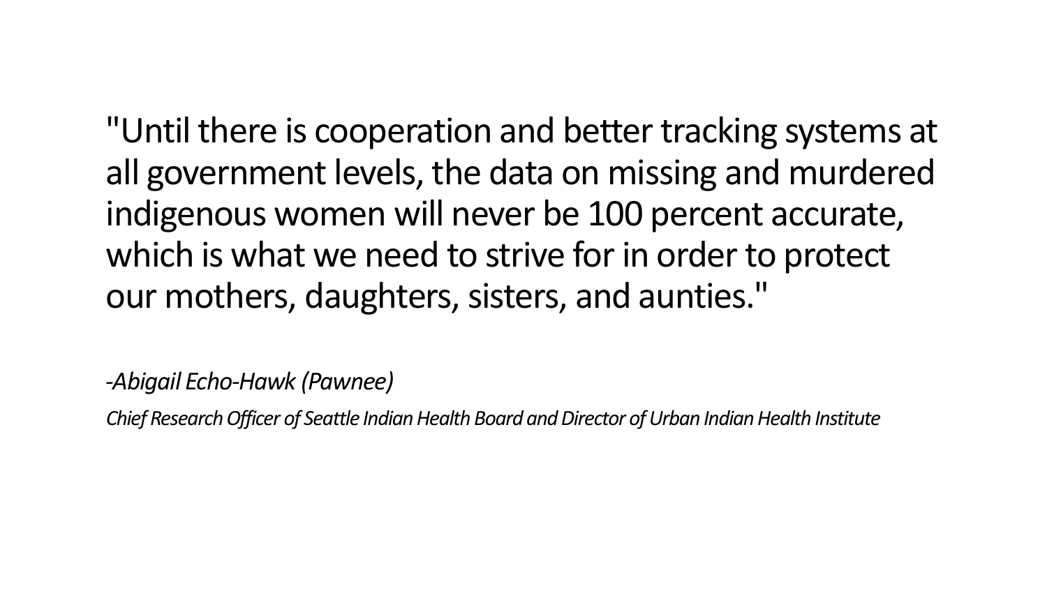"Until there is cooperation and better tracking systems at all government levels, the data on missing and murdered indigenous women will never be 100 percent accurate, which is what we need to strive for in order to protect our mothers, daughters, sisters, and aunties."

*-Abigail Echo-Hawk (Pawnee)*

*Chief Research Officer of Seattle Indian Health Board and Director of Urban Indian Health Institute*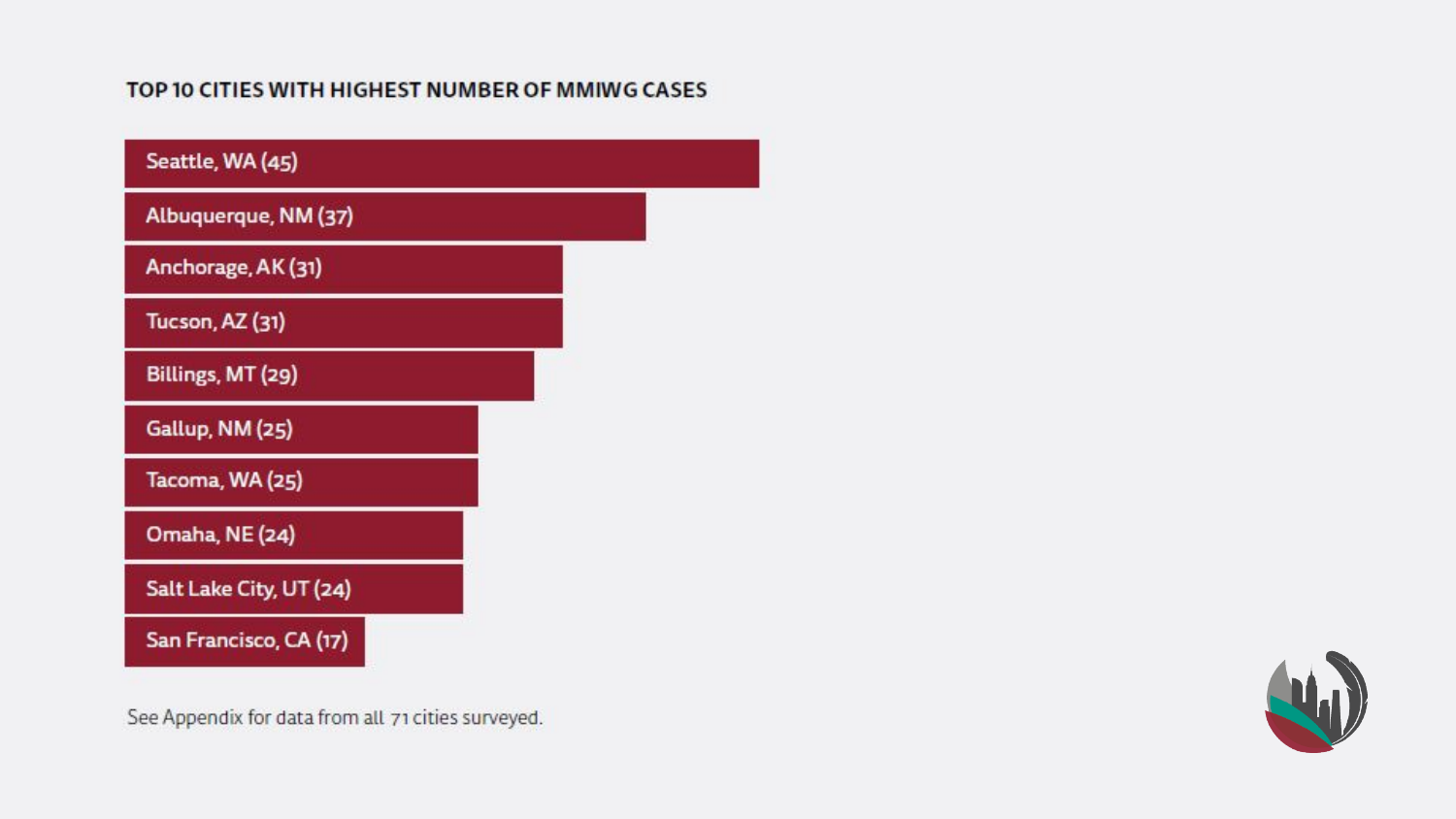### TOP 10 CITIES WITH HIGHEST NUMBER OF MMIWG CASES

- Seattle, WA (45)
- Albuquerque, NM (37)
- Anchorage, AK (31)
- Tucson, AZ (31)
- Billings, MT (29)
- Gallup, NM (25)
- Tacoma, WA (25)
- Omaha, NE (24)
- Salt Lake City, UT (24)
- San Francisco, CA (17)

See Appendix for data from all 71 cities surveyed.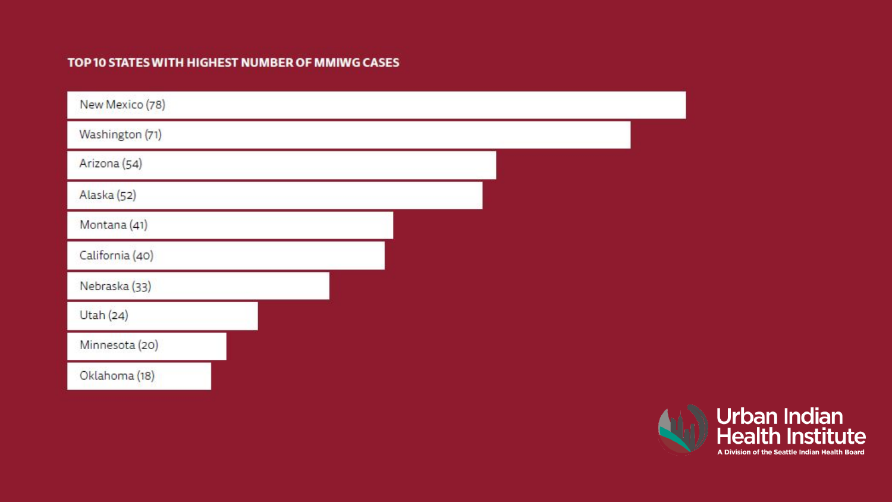### TOP 10 STATES WITH HIGHEST NUMBER OF MMIWG CASES

- New Mexico (78)
- Washington (71)
- Arizona (54)
- Alaska (52)
- Montana (41)
- California (40)
- Nebraska (33)
- Utah (24)
- Minnesota (20)
- Oklahoma (18)

Urban Indian Health Institute
A Division of the Seattle Indian Health Board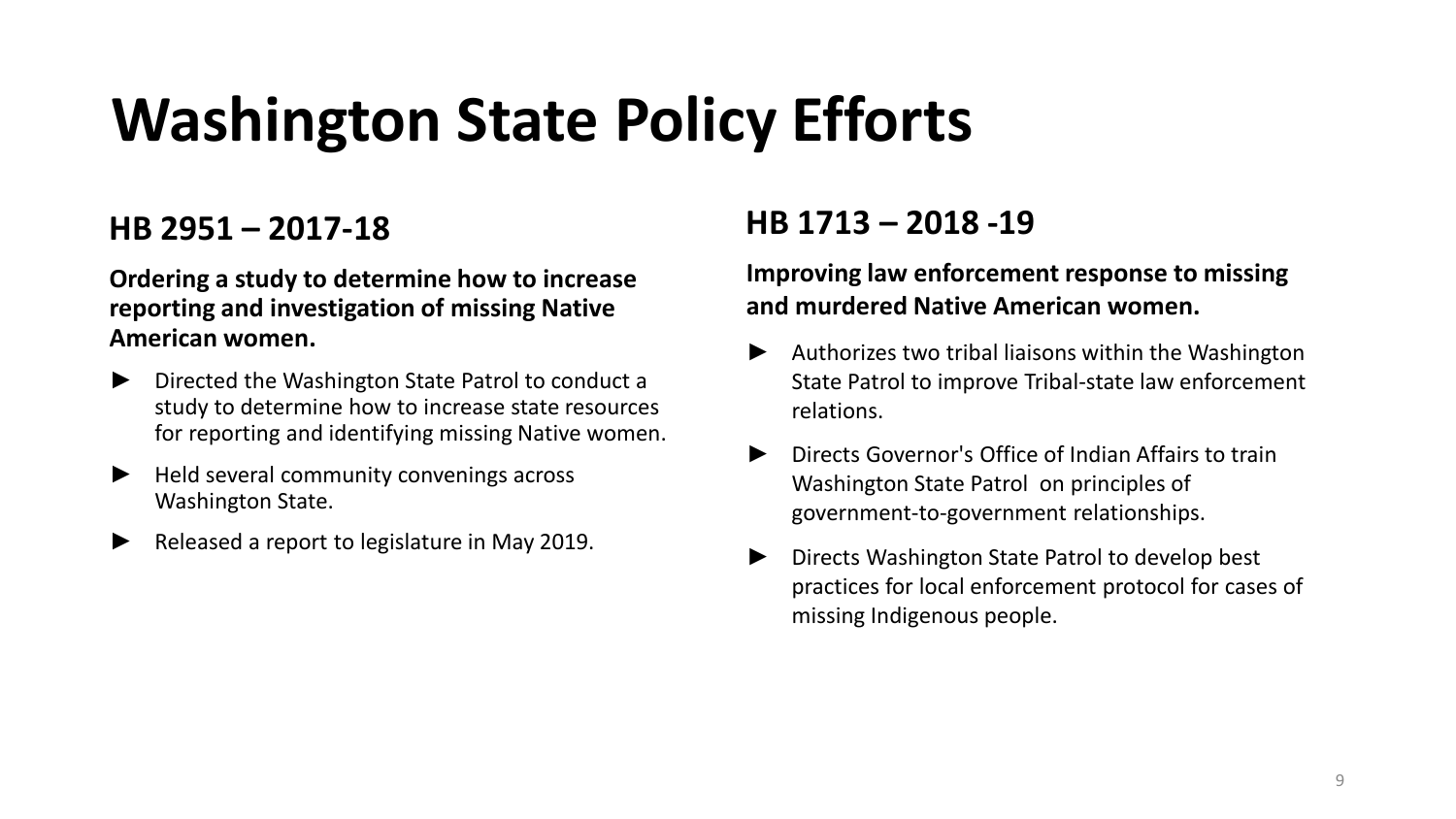# Washington State Policy Efforts

## HB 2951 – 2017-18

**Ordering a study to determine how to increase reporting and investigation of missing Native American women.**

- Directed the Washington State Patrol to conduct a study to determine how to increase state resources for reporting and identifying missing Native women.
- Held several community convenings across Washington State.
- Released a report to legislature in May 2019.

## HB 1713 – 2018 -19

**Improving law enforcement response to missing and murdered Native American women.**

- Authorizes two tribal liaisons within the Washington State Patrol to improve Tribal-state law enforcement relations.
- Directs Governor's Office of Indian Affairs to train Washington State Patrol on principles of government-to-government relationships.
- Directs Washington State Patrol to develop best practices for local enforcement protocol for cases of missing Indigenous people.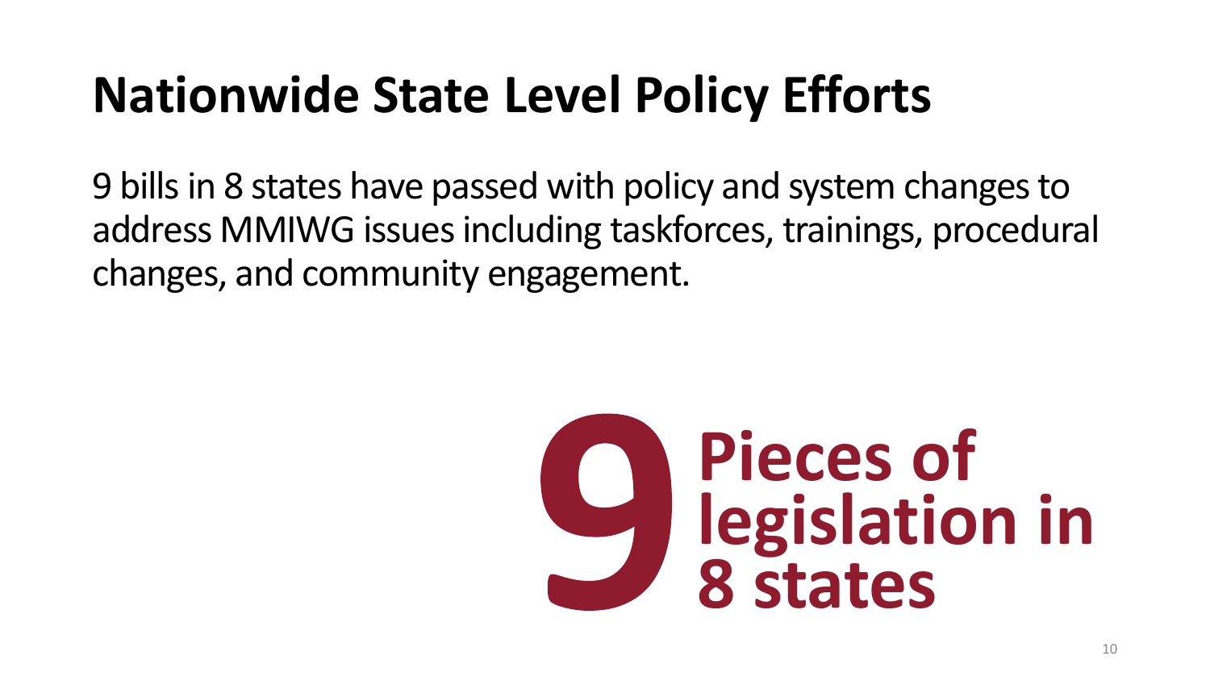# Nationwide State Level Policy Efforts

9 bills in 8 states have passed with policy and system changes to address MMIWG issues including taskforces, trainings, procedural changes, and community engagement.

**9 Pieces of legislation in 8 states**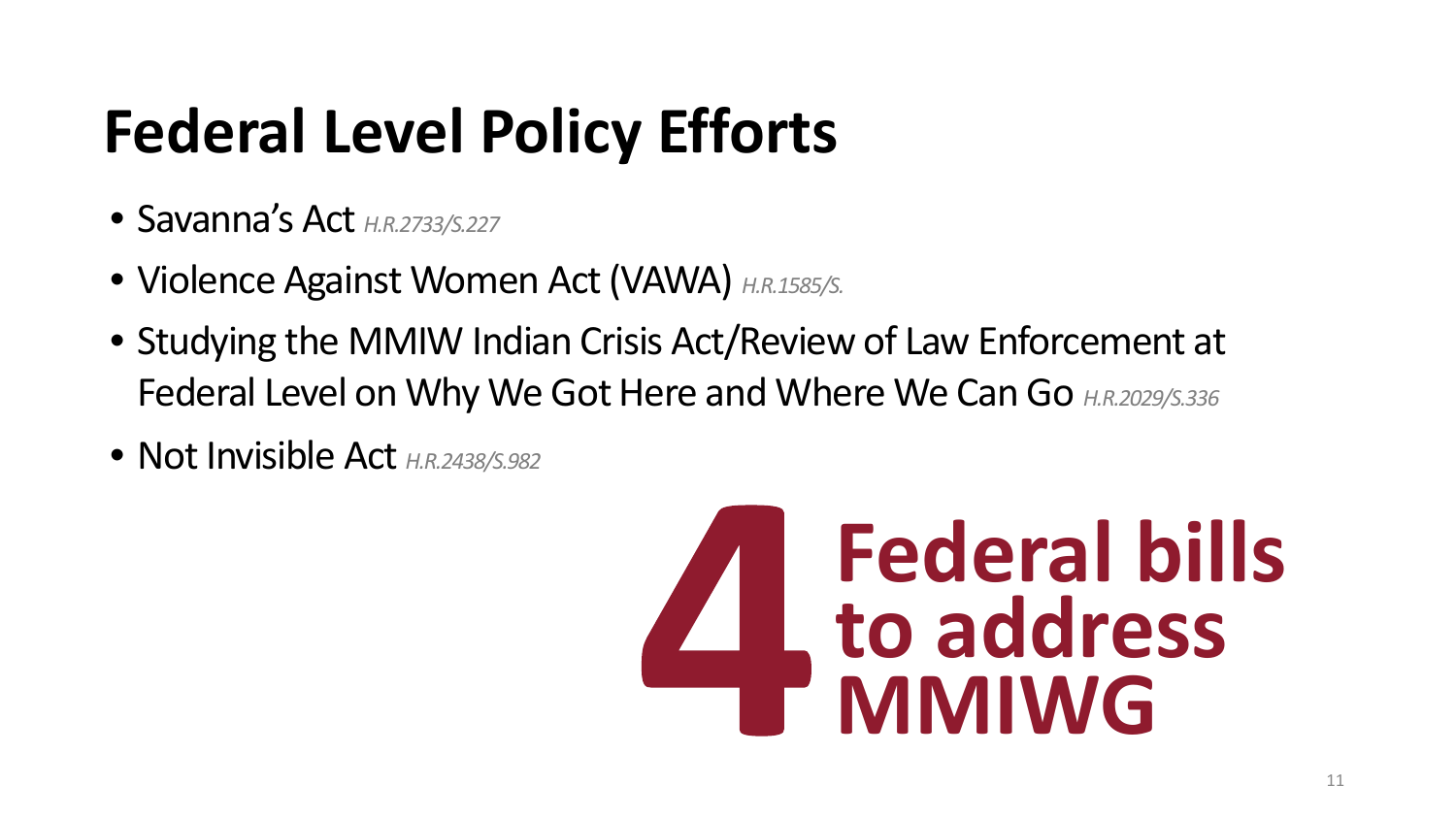# Federal Level Policy Efforts

- Savanna's Act *H.R.2733/S.227*
- Violence Against Women Act (VAWA) *H.R.1585/S.*
- Studying the MMIW Indian Crisis Act/Review of Law Enforcement at Federal Level on Why We Got Here and Where We Can Go *H.R.2029/S.336*
- Not Invisible Act *H.R.2438/S.982*

**4 Federal bills to address MMIWG**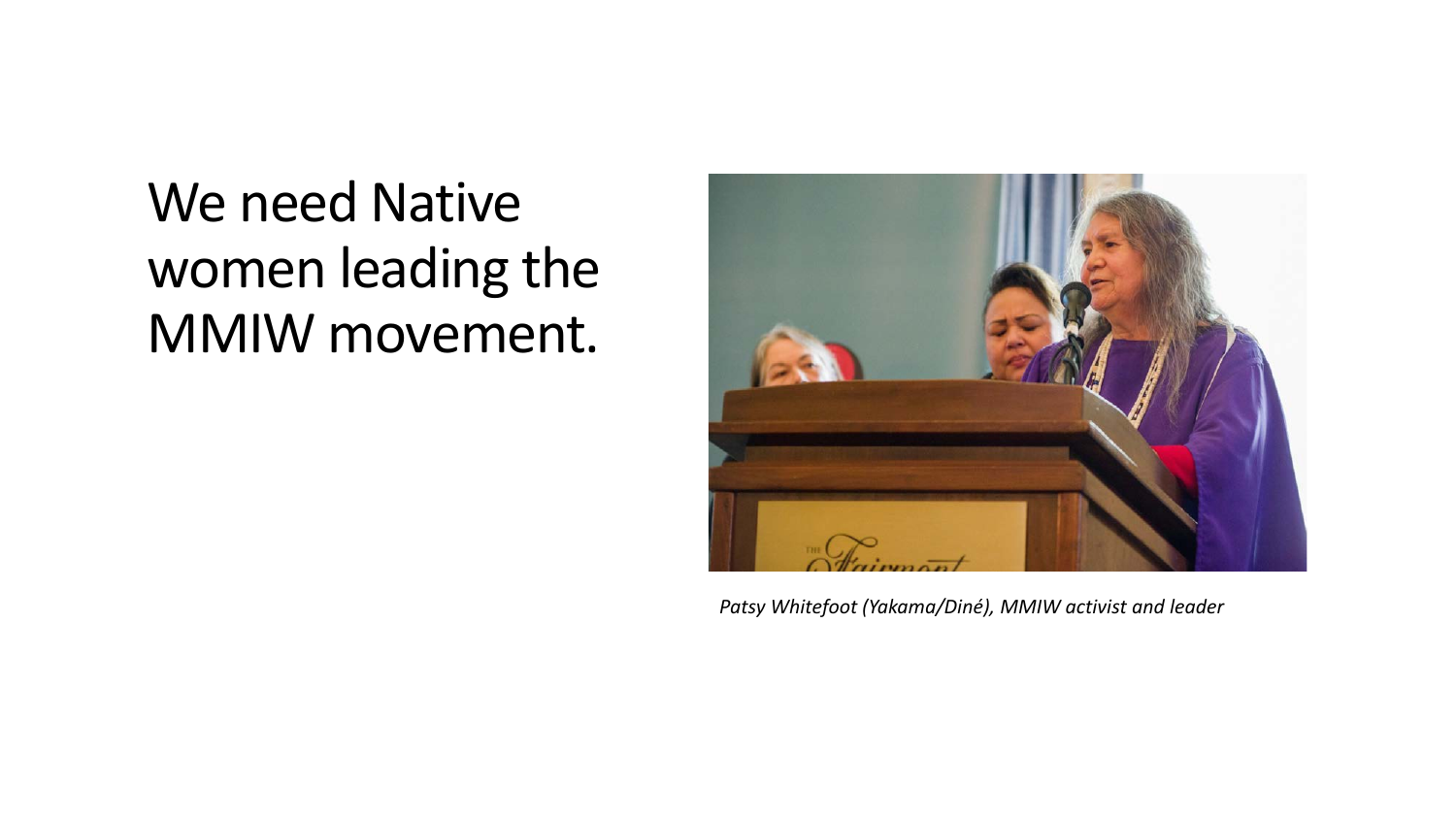# We need Native women leading the MMIW movement.

*Patsy Whitefoot (Yakama/Diné), MMIW activist and leader*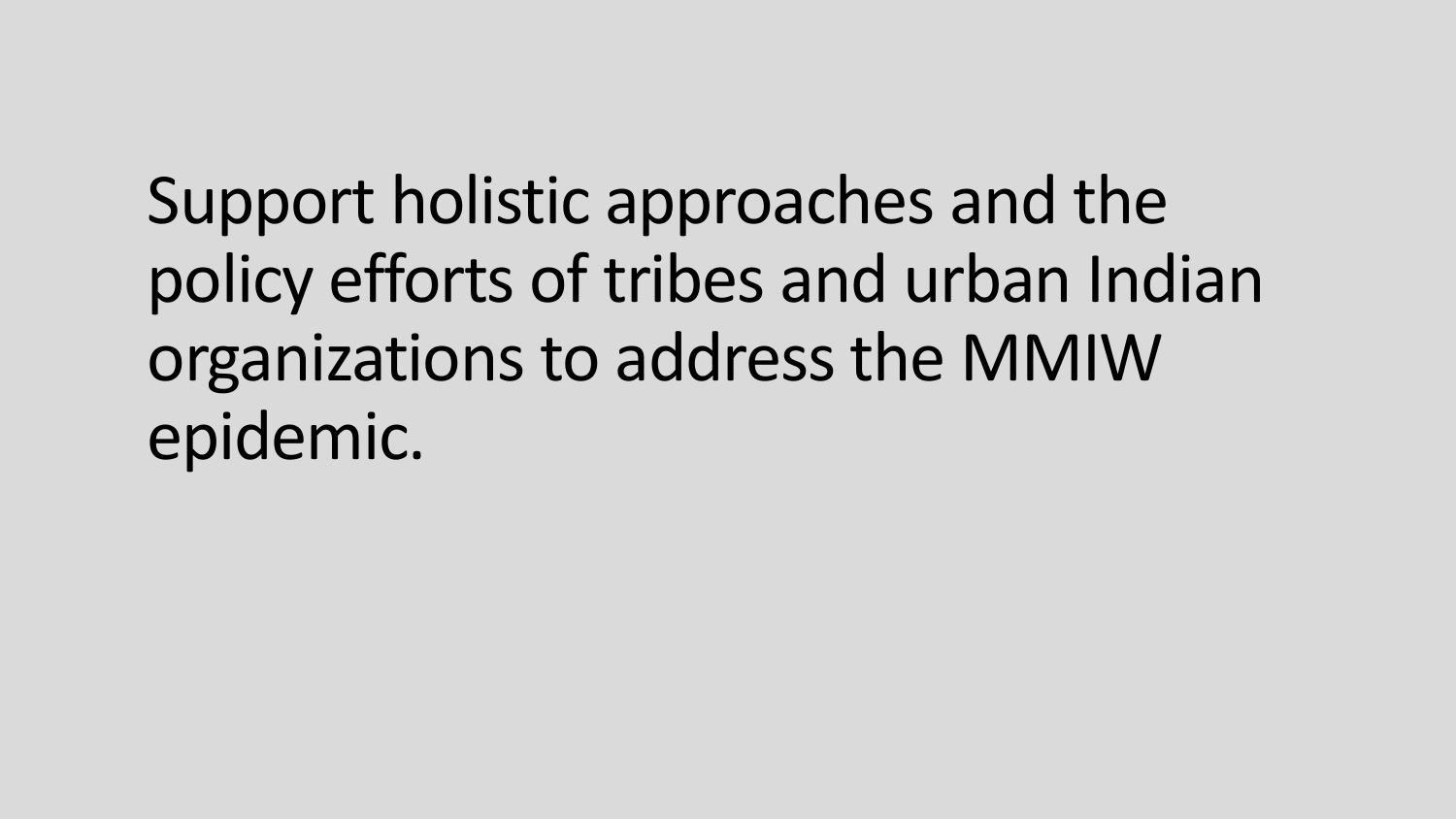Support holistic approaches and the policy efforts of tribes and urban Indian organizations to address the MMIW epidemic.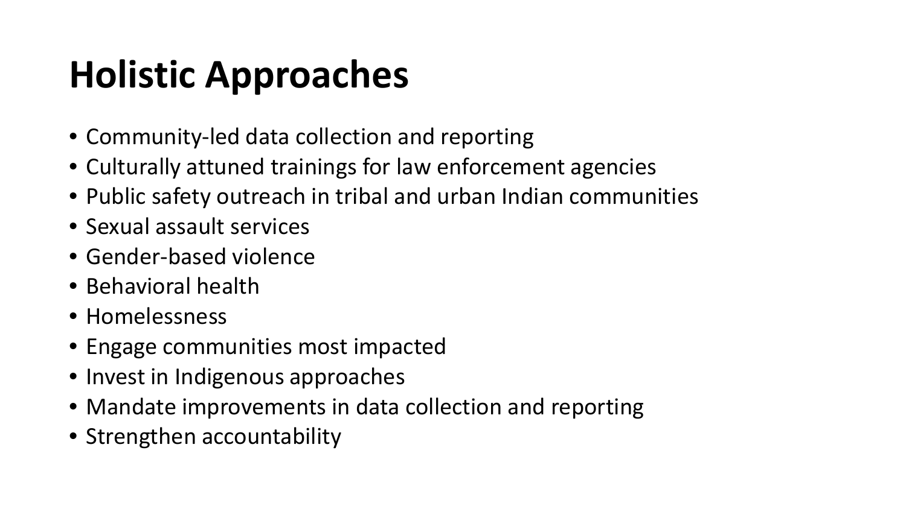# Holistic Approaches

- Community-led data collection and reporting
- Culturally attuned trainings for law enforcement agencies
- Public safety outreach in tribal and urban Indian communities
- Sexual assault services
- Gender-based violence
- Behavioral health
- Homelessness
- Engage communities most impacted
- Invest in Indigenous approaches
- Mandate improvements in data collection and reporting
- Strengthen accountability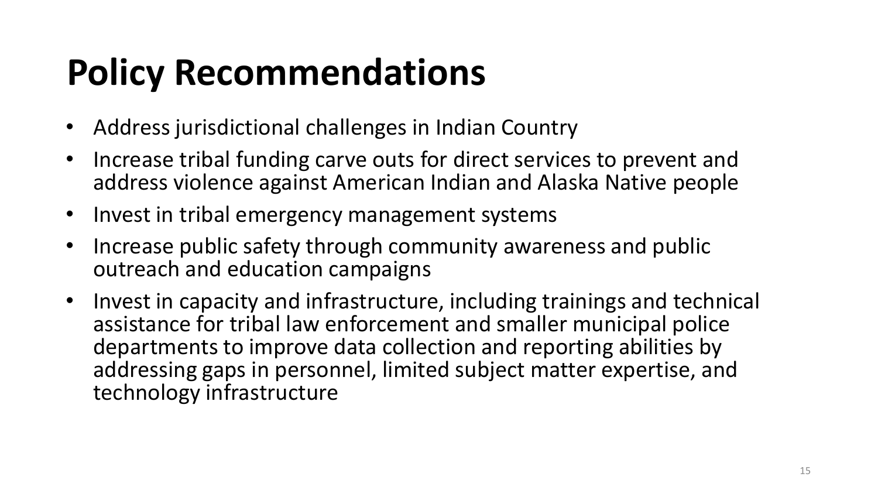# Policy Recommendations

- Address jurisdictional challenges in Indian Country
- Increase tribal funding carve outs for direct services to prevent and address violence against American Indian and Alaska Native people
- Invest in tribal emergency management systems
- Increase public safety through community awareness and public outreach and education campaigns
- Invest in capacity and infrastructure, including trainings and technical assistance for tribal law enforcement and smaller municipal police departments to improve data collection and reporting abilities by addressing gaps in personnel, limited subject matter expertise, and technology infrastructure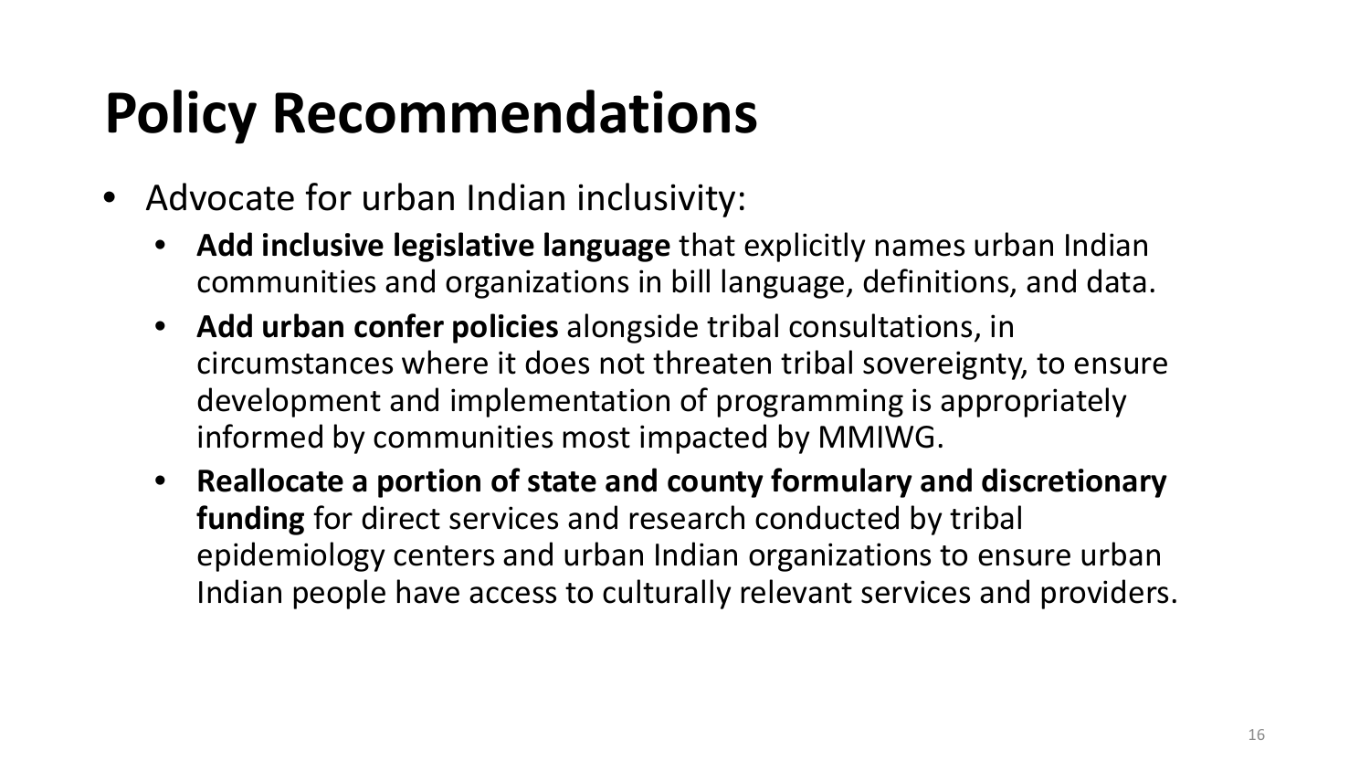# Policy Recommendations

- Advocate for urban Indian inclusivity:
  - **Add inclusive legislative language** that explicitly names urban Indian communities and organizations in bill language, definitions, and data.
  - **Add urban confer policies** alongside tribal consultations, in circumstances where it does not threaten tribal sovereignty, to ensure development and implementation of programming is appropriately informed by communities most impacted by MMIWG.
  - **Reallocate a portion of state and county formulary and discretionary funding** for direct services and research conducted by tribal epidemiology centers and urban Indian organizations to ensure urban Indian people have access to culturally relevant services and providers.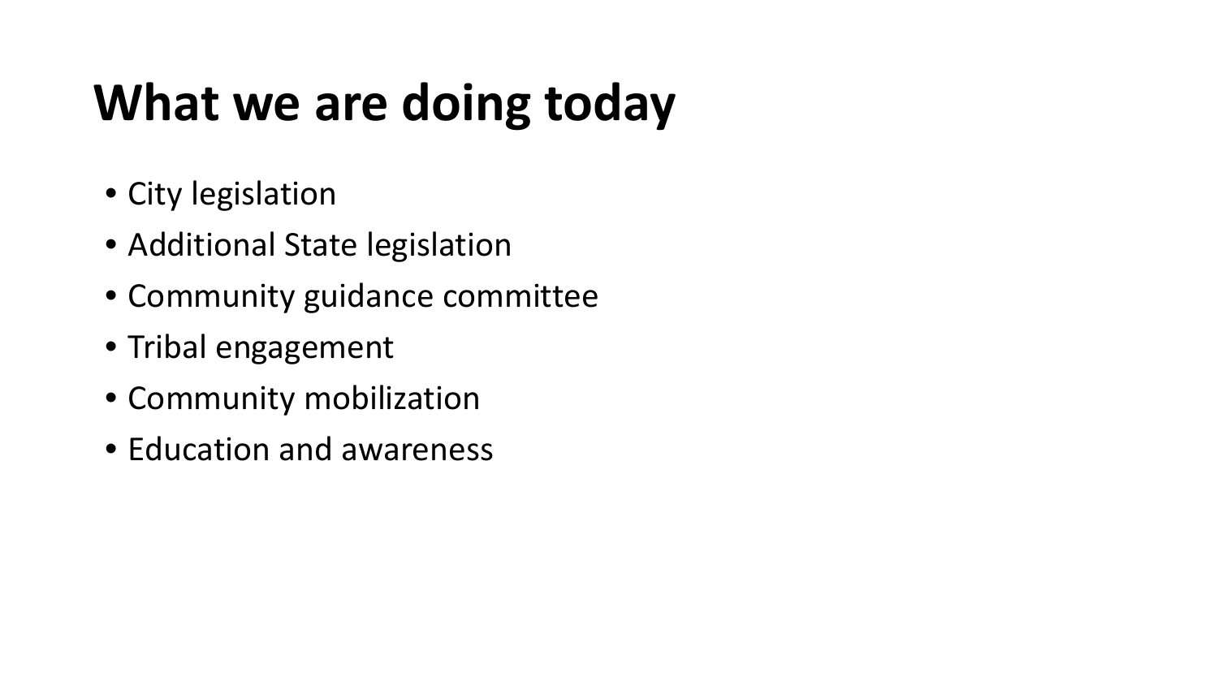# What we are doing today

- City legislation
- Additional State legislation
- Community guidance committee
- Tribal engagement
- Community mobilization
- Education and awareness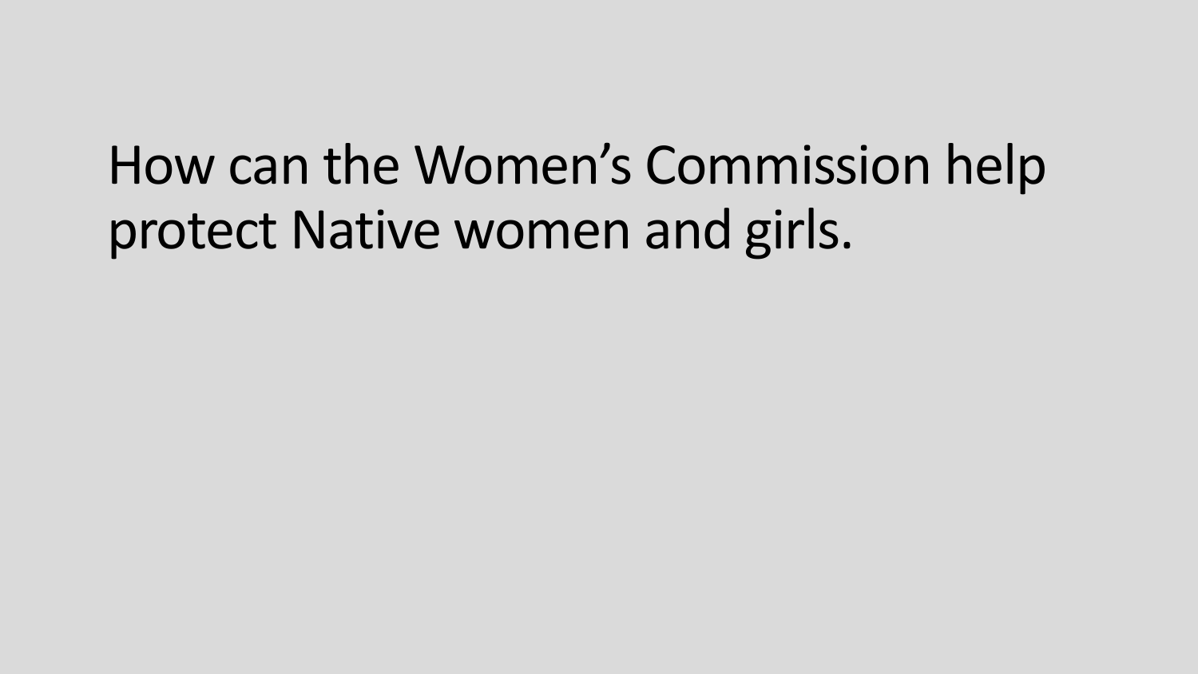How can the Women's Commission help protect Native women and girls.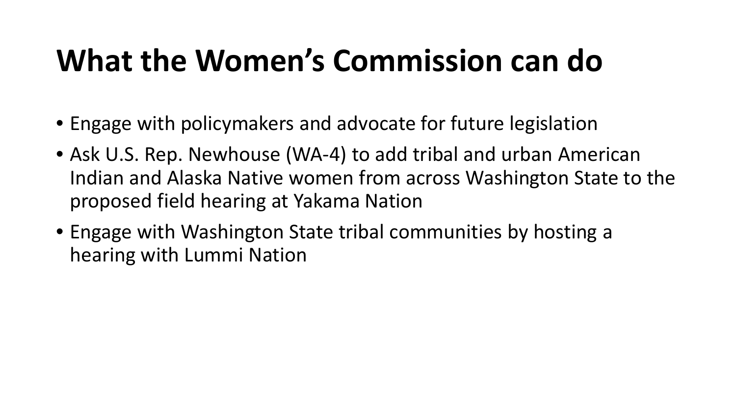# What the Women's Commission can do

- Engage with policymakers and advocate for future legislation
- Ask U.S. Rep. Newhouse (WA-4) to add tribal and urban American Indian and Alaska Native women from across Washington State to the proposed field hearing at Yakama Nation
- Engage with Washington State tribal communities by hosting a hearing with Lummi Nation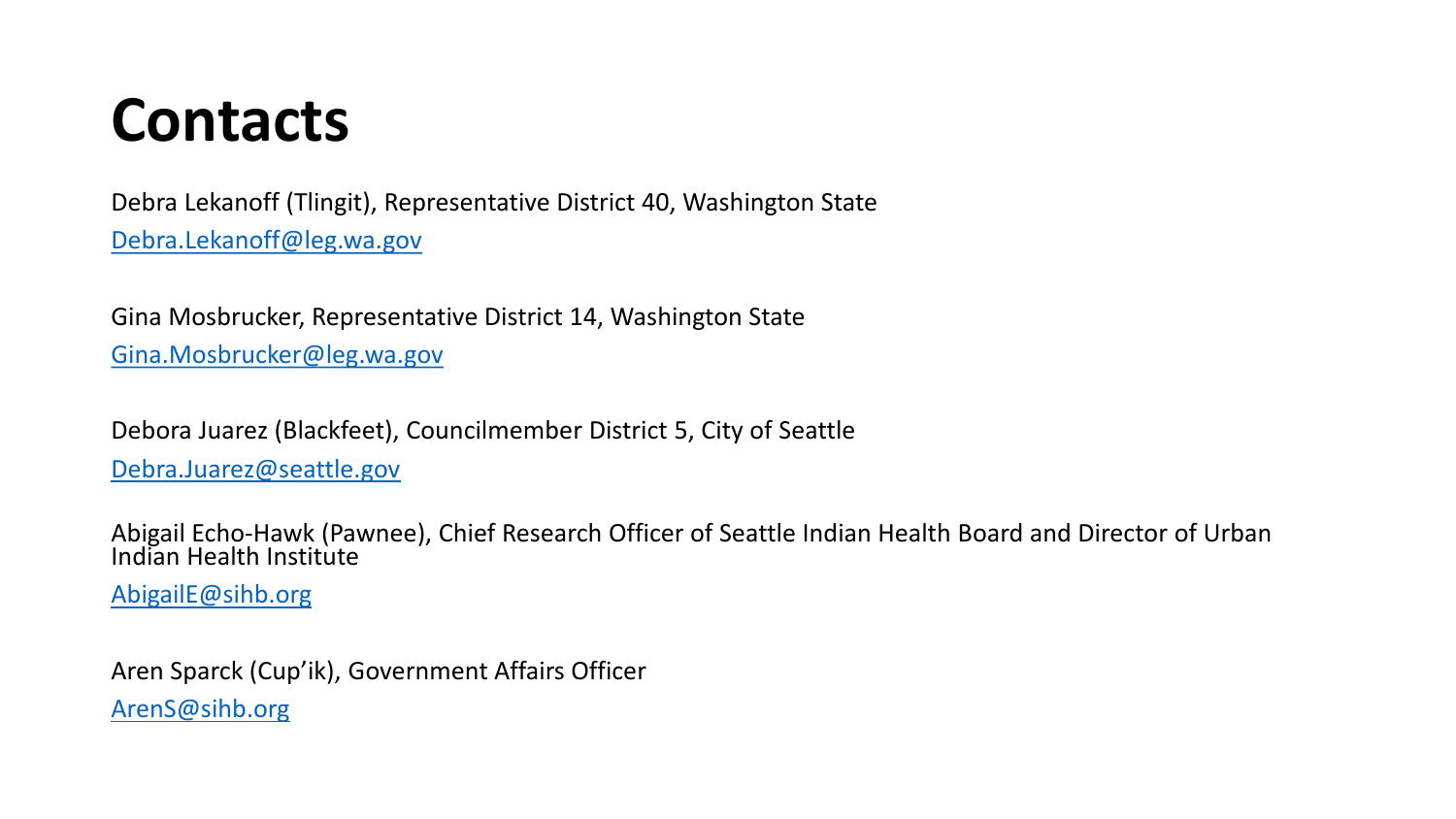# Contacts

Debra Lekanoff (Tlingit), Representative District 40, Washington State

Debra.Lekanoff@leg.wa.gov

Gina Mosbrucker, Representative District 14, Washington State

Gina.Mosbrucker@leg.wa.gov

Debora Juarez (Blackfeet), Councilmember District 5, City of Seattle

Debra.Juarez@seattle.gov

Abigail Echo-Hawk (Pawnee), Chief Research Officer of Seattle Indian Health Board and Director of Urban Indian Health Institute

AbigailE@sihb.org

Aren Sparck (Cup'ik), Government Affairs Officer

ArenS@sihb.org